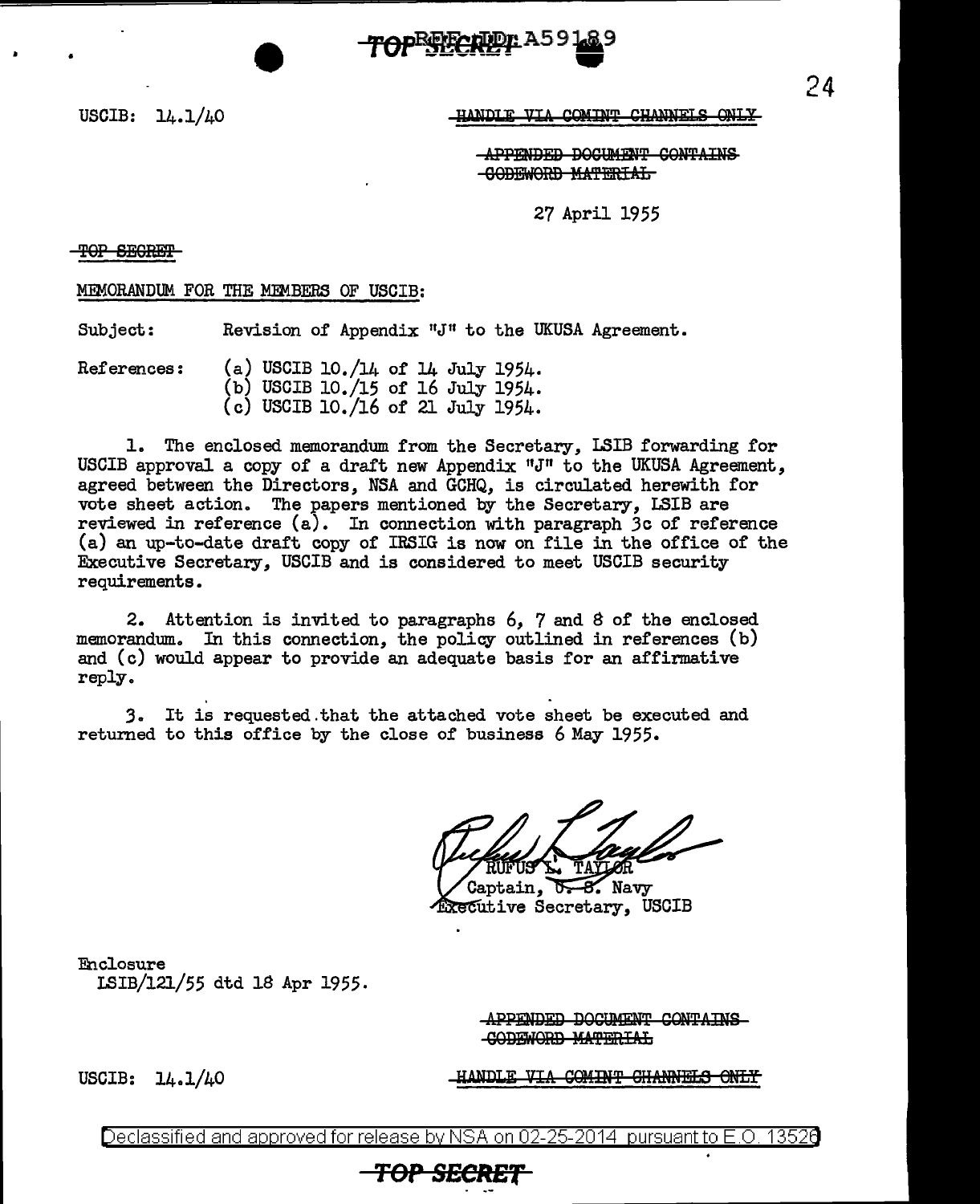USCIB: 14.1/40

HANDLE VIA COMINT CHANNELS ONLY

APPENDED DOCUMENT CONTAINS CODEWORD MATERIAL

27 April 1955

TOP SECRET

MEMORANDUM FOR THE MEMBERS OF USCIB:

Subject: Revision of Appendix "J" to the UKUSA Agreement.

References:
(a) USCIB 10./14 of 14 July 1954.
(b) USCIB 10./15 of 16 July 1954.
(c) USCIB 10./16 of 21 July 1954.

1. The enclosed memorandum from the Secretary, LSIB forwarding for USCIB approval a copy of a draft new Appendix "J" to the UKUSA Agreement, agreed between the Directors, NSA and GCHQ, is circulated herewith for vote sheet action. The papers mentioned by the Secretary, LSIB are reviewed in reference (a). In connection with paragraph 3c of reference (a) an up-to-date draft copy of IRSIG is now on file in the office of the Executive Secretary, USCIB and is considered to meet USCIB security requirements.

2. Attention is invited to paragraphs 6, 7 and 8 of the enclosed memorandum. In this connection, the policy outlined in references (b) and (c) would appear to provide an adequate basis for an affirmative reply.

3. It is requested that the attached vote sheet be executed and returned to this office by the close of business 6 May 1955.

RUFUS L. TAYLOR
Captain, U. S. Navy
Executive Secretary, USCIB

Enclosure
LSIB/121/55 dtd 18 Apr 1955.

APPENDED DOCUMENT CONTAINS CODEWORD MATERIAL

USCIB: 14.1/40

HANDLE VIA COMINT CHANNELS ONLY

Declassified and approved for release by NSA on 02-25-2014 pursuant to E.O. 13526

TOP SECRET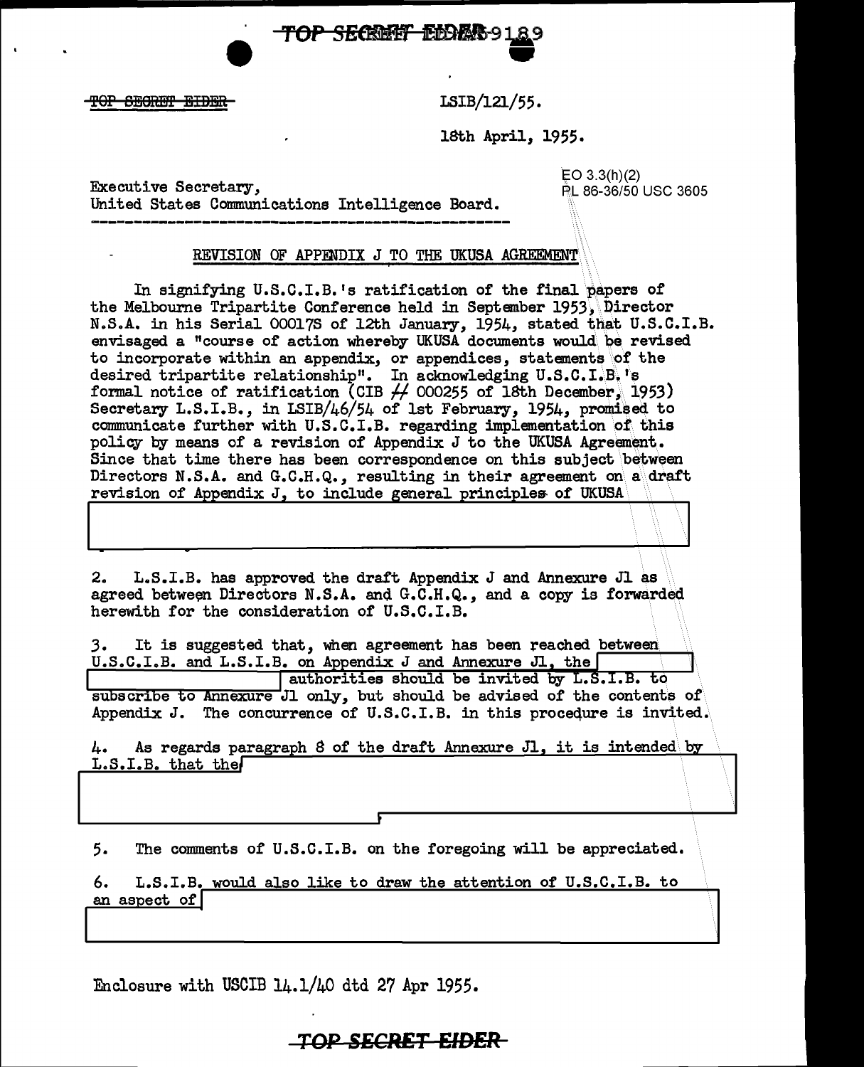TOP SECRET EIDER

LSIB/121/55.

18th April, 1955.

Executive Secretary,
United States Communications Intelligence Board.

EO 3.3(h)(2)
PL 86-36/50 USC 3605

REVISION OF APPENDIX J TO THE UKUSA AGREEMENT

In signifying U.S.C.I.B.'s ratification of the final papers of the Melbourne Tripartite Conference held in September 1953, Director N.S.A. in his Serial 00017S of 12th January, 1954, stated that U.S.C.I.B. envisaged a "course of action whereby UKUSA documents would be revised to incorporate within an appendix, or appendices, statements of the desired tripartite relationship". In acknowledging U.S.C.I.B.'s formal notice of ratification (CIB # 000255 of 18th December, 1953) Secretary L.S.I.B., in LSIB/46/54 of 1st February, 1954, promised to communicate further with U.S.C.I.B. regarding implementation of this policy by means of a revision of Appendix J to the UKUSA Agreement. Since that time there has been correspondence on this subject between Directors N.S.A. and G.C.H.Q., resulting in their agreement on a draft revision of Appendix J, to include general principles of UKUSA [REDACTED]

2. L.S.I.B. has approved the draft Appendix J and Annexure J1 as agreed between Directors N.S.A. and G.C.H.Q., and a copy is forwarded herewith for the consideration of U.S.C.I.B.

3. It is suggested that, when agreement has been reached between U.S.C.I.B. and L.S.I.B. on Appendix J and Annexure J1, the [REDACTED] authorities should be invited by L.S.I.B. to subscribe to Annexure J1 only, but should be advised of the contents of Appendix J. The concurrence of U.S.C.I.B. in this procedure is invited.

4. As regards paragraph 8 of the draft Annexure J1, it is intended by L.S.I.B. that the [REDACTED]

5. The comments of U.S.C.I.B. on the foregoing will be appreciated.

6. L.S.I.B. would also like to draw the attention of U.S.C.I.B. to an aspect of [REDACTED]

Enclosure with USCIB 14.1/40 dtd 27 Apr 1955.

TOP SECRET EIDER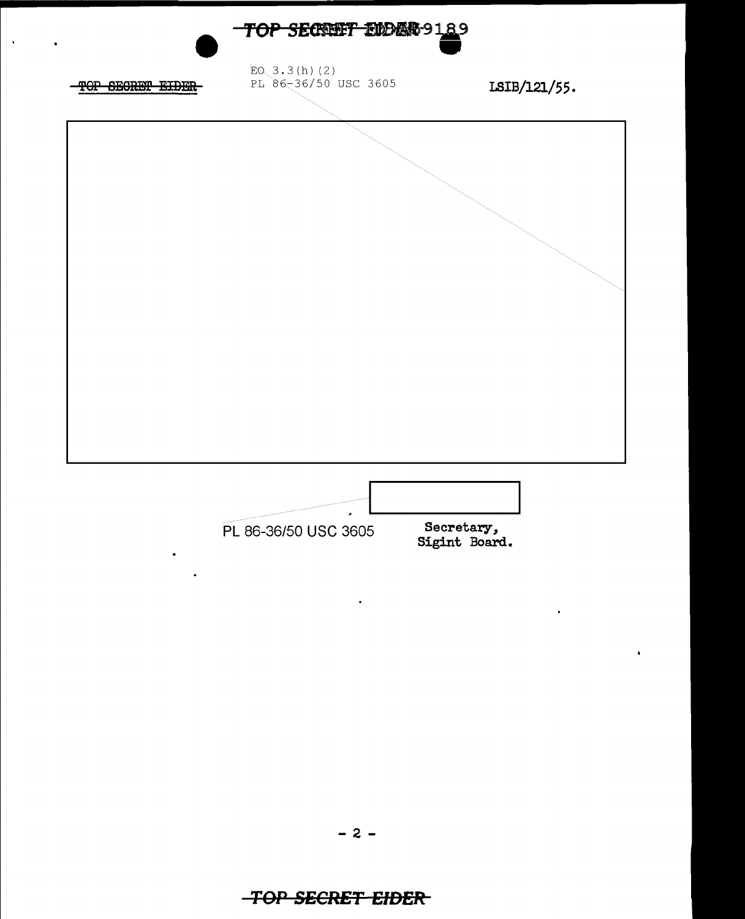~~TOP SECRET EIDER~~

EO 3.3(h)(2)
PL 86-36/50 USC 3605

LSIB/121/55.

PL 86-36/50 USC 3605

Secretary,
Sigint Board.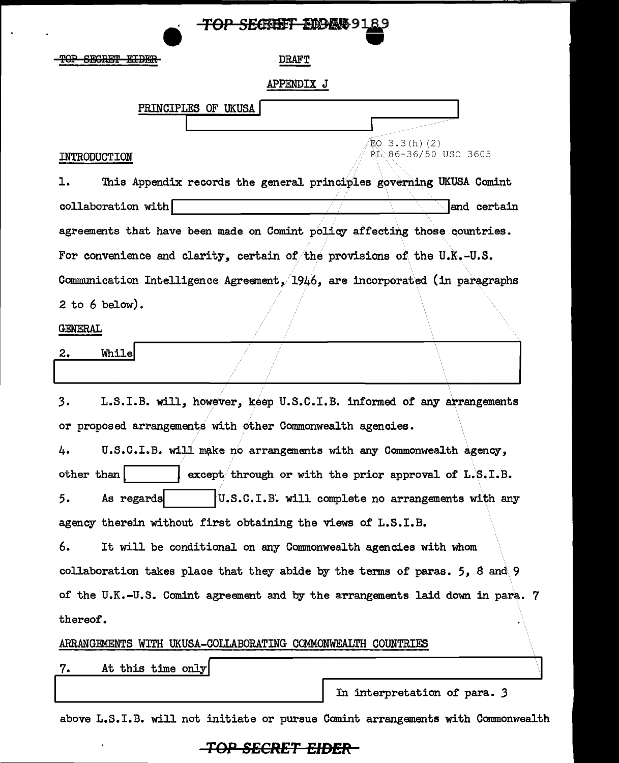TOP SECRET EIDER

DRAFT

APPENDIX J

PRINCIPLES OF UKUSA [redacted]

EO 3.3(h)(2)
PL 86-36/50 USC 3605

INTRODUCTION

1. This Appendix records the general principles governing UKUSA Comint collaboration with [redacted] and certain agreements that have been made on Comint policy affecting those countries. For convenience and clarity, certain of the provisions of the U.K.-U.S. Communication Intelligence Agreement, 1946, are incorporated (in paragraphs 2 to 6 below).

GENERAL

2. While [redacted]

3. L.S.I.B. will, however, keep U.S.C.I.B. informed of any arrangements or proposed arrangements with other Commonwealth agencies.

4. U.S.C.I.B. will make no arrangements with any Commonwealth agency, other than [redacted] except through or with the prior approval of L.S.I.B.

5. As regards [redacted] U.S.C.I.B. will complete no arrangements with any agency therein without first obtaining the views of L.S.I.B.

6. It will be conditional on any Commonwealth agencies with whom collaboration takes place that they abide by the terms of paras. 5, 8 and 9 of the U.K.-U.S. Comint agreement and by the arrangements laid down in para. 7 thereof.

ARRANGEMENTS WITH UKUSA-COLLABORATING COMMONWEALTH COUNTRIES

7. At this time only [redacted] In interpretation of para. 3 above L.S.I.B. will not initiate or pursue Comint arrangements with Commonwealth

TOP SECRET EIDER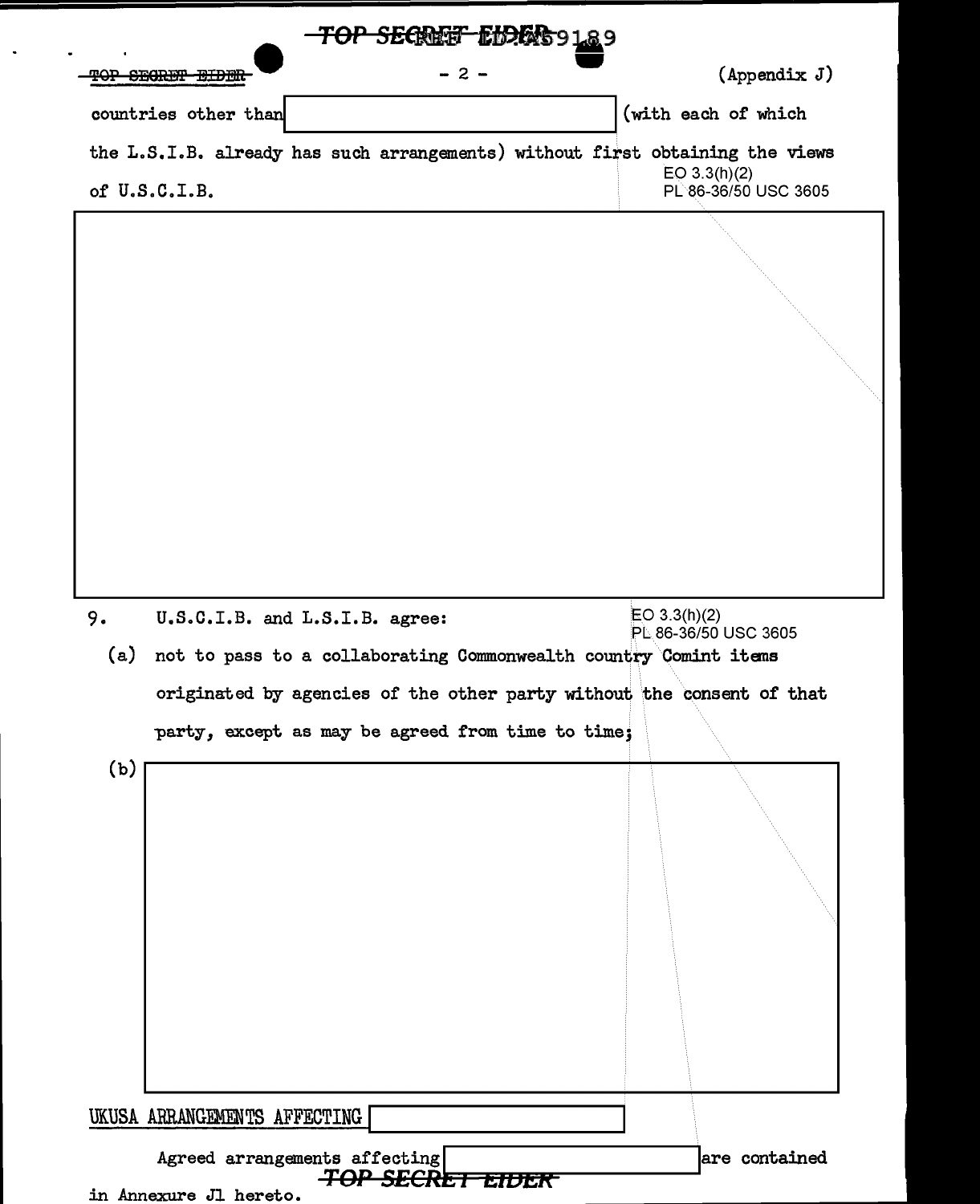countries other than [redacted] (with each of which the L.S.I.B. already has such arrangements) without first obtaining the views of U.S.C.I.B.

EO 3.3(h)(2)
PL 86-36/50 USC 3605

[redacted]

9. U.S.C.I.B. and L.S.I.B. agree:

EO 3.3(h)(2)
PL 86-36/50 USC 3605

(a) not to pass to a collaborating Commonwealth country Comint items originated by agencies of the other party without the consent of that party, except as may be agreed from time to time;

(b) [redacted]

UKUSA ARRANGEMENTS AFFECTING [redacted]

Agreed arrangements affecting [redacted] are contained in Annexure J1 hereto.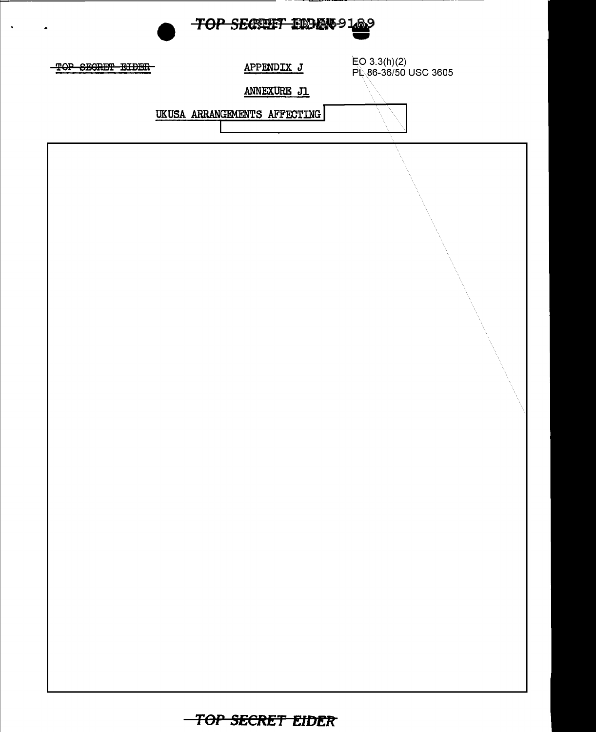~~TOP SECRET EIDER~~

APPENDIX J

EO 3.3(h)(2)
PL 86-36/50 USC 3605

ANNEXURE J1

UKUSA ARRANGEMENTS AFFECTING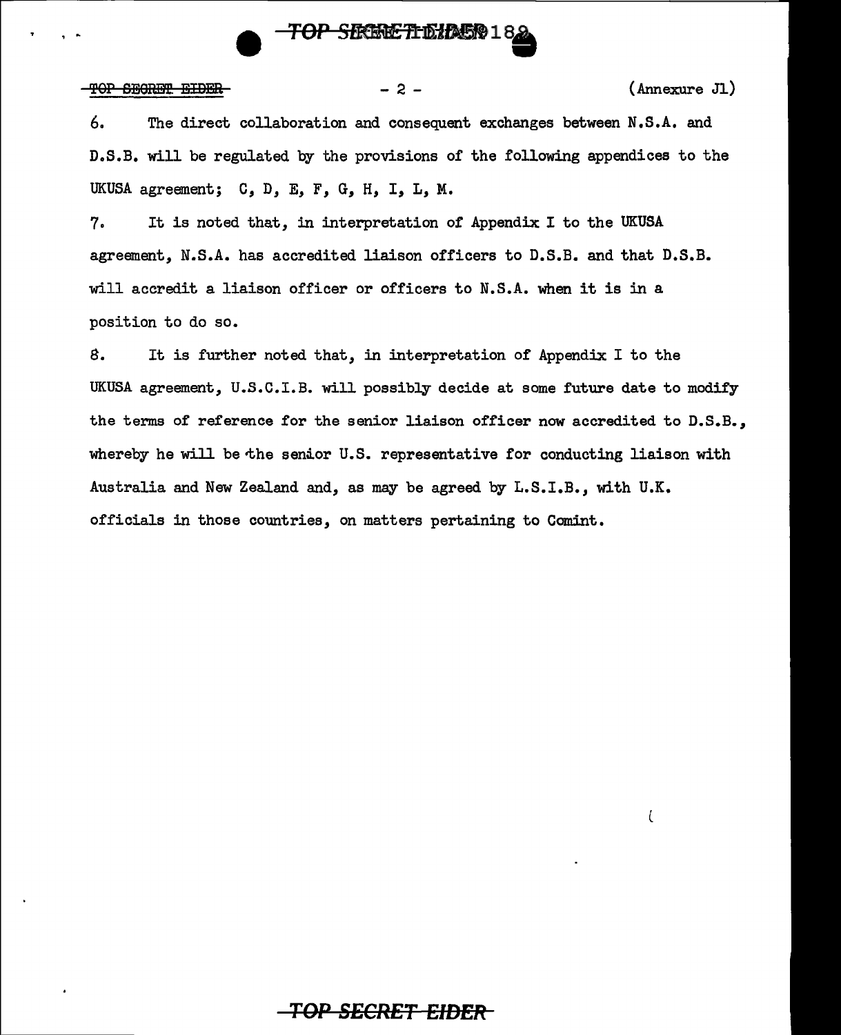(Annexure J1)

6. The direct collaboration and consequent exchanges between N.S.A. and D.S.B. will be regulated by the provisions of the following appendices to the UKUSA agreement; C, D, E, F, G, H, I, L, M.

7. It is noted that, in interpretation of Appendix I to the UKUSA agreement, N.S.A. has accredited liaison officers to D.S.B. and that D.S.B. will accredit a liaison officer or officers to N.S.A. when it is in a position to do so.

8. It is further noted that, in interpretation of Appendix I to the UKUSA agreement, U.S.C.I.B. will possibly decide at some future date to modify the terms of reference for the senior liaison officer now accredited to D.S.B., whereby he will be the senior U.S. representative for conducting liaison with Australia and New Zealand and, as may be agreed by L.S.I.B., with U.K. officials in those countries, on matters pertaining to Comint.